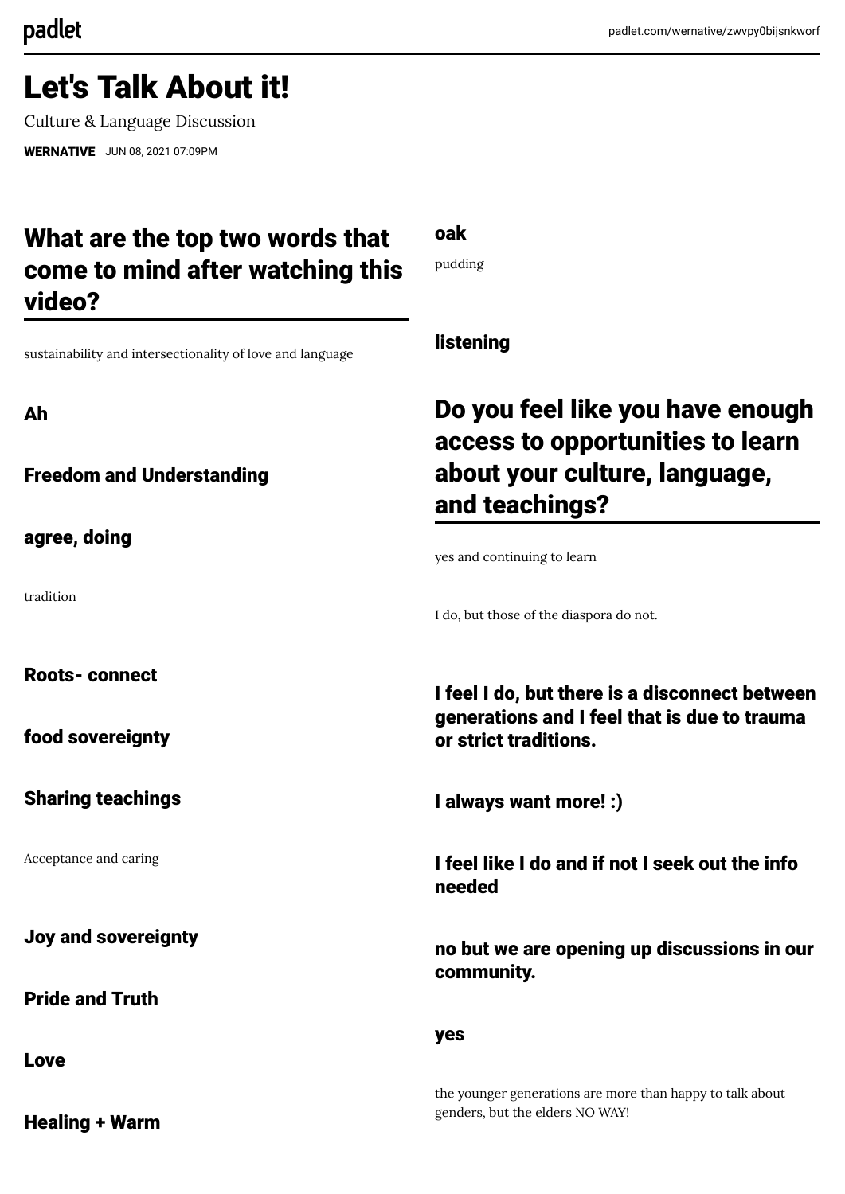# Let's Talk About it!

Culture & Language Discussion

**WERNATIVE** JUN 08, 2021 07:09PM

## What are the top two words that come to mind after watching this video?

sustainability and intersectionality of love and language

**Ah**

**Freedom and Understanding**

**agree, doing**

tradition

**Roots- connect**

**food sovereignty**

**Sharing teachings**

Acceptance and caring

**Joy and sovereignty**

**Pride and Truth**

**Love**

**Healing + Warm**

**oak**

pudding

**listening**

## Do you feel like you have enough access to opportunities to learn about your culture, language, and teachings?

yes and continuing to learn

I do, but those of the diaspora do not.

**I feel I do, but there is a disconnect between generations and I feel that is due to trauma or strict traditions.**

**I always want more! :)**

**I feel like I do and if not I seek out the info needed**

**no but we are opening up discussions in our community.**

**yes**

the younger generations are more than happy to talk about genders, but the elders NO WAY!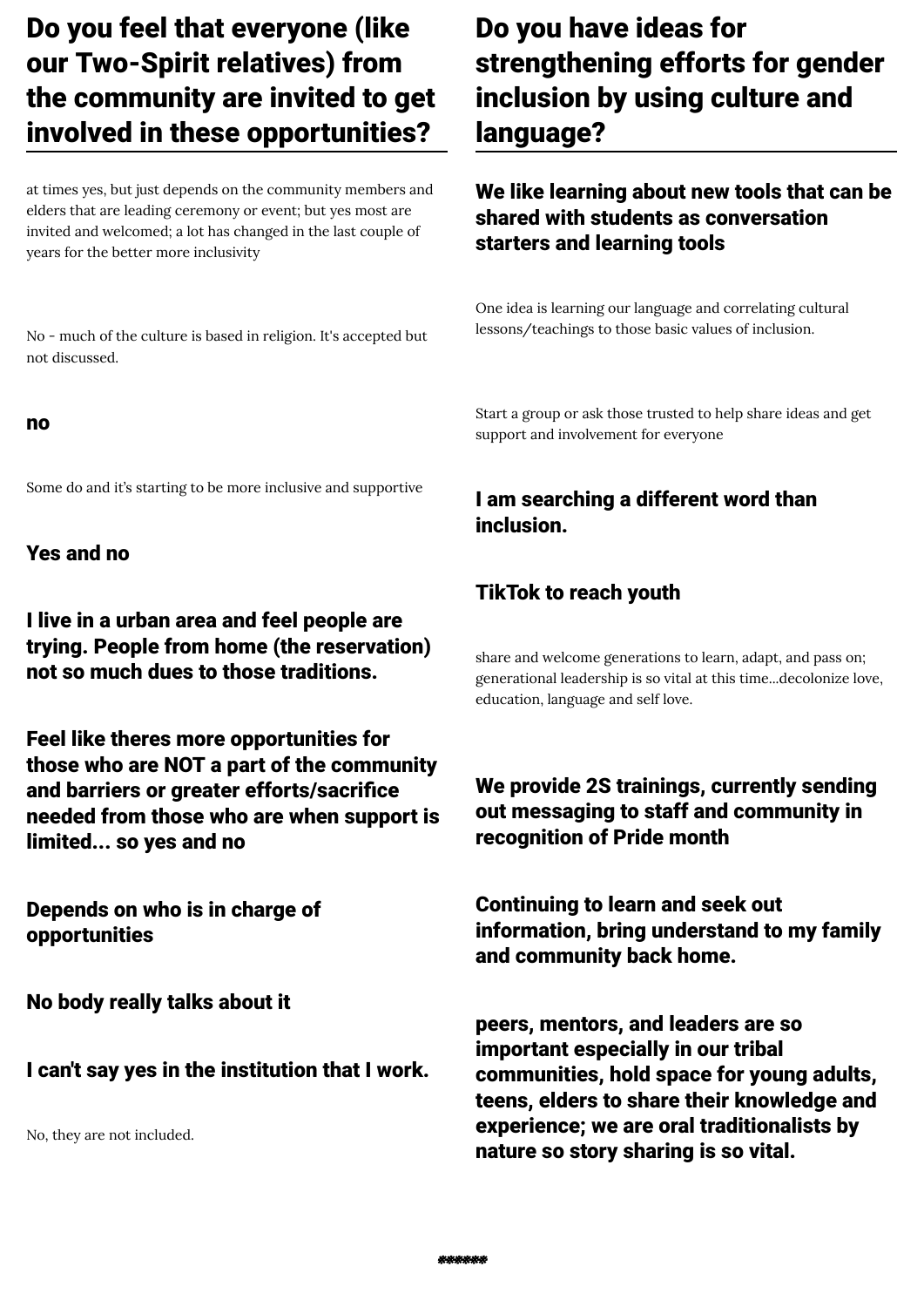## Do you feel that everyone (like our Two-Spirit relatives) from the community are invited to get involved in these opportunities?

at times yes, but just depends on the community members and elders that are leading ceremony or event; but yes most are invited and welcomed; a lot has changed in the last couple of years for the better more inclusivity

No - much of the culture is based in religion. It's accepted but not discussed.

**no**

Some do and it's starting to be more inclusive and supportive

**Yes and no**

**I live in a urban area and feel people are trying. People from home (the reservation) not so much dues to those traditions.**

**Feel like theres more opportunities for those who are NOT a part of the community and barriers or greater efforts/sacrifice needed from those who are when support is limited... so yes and no**

**Depends on who is in charge of opportunities**

**No body really talks about it**

**I can't say yes in the institution that I work.**

No, they are not included.

## Do you have ideas for strengthening efforts for gender inclusion by using culture and language?

**We like learning about new tools that can be shared with students as conversation starters and learning tools**

One idea is learning our language and correlating cultural lessons/teachings to those basic values of inclusion.

Start a group or ask those trusted to help share ideas and get support and involvement for everyone

**I am searching a different word than inclusion.**

**TikTok to reach youth**

share and welcome generations to learn, adapt, and pass on; generational leadership is so vital at this time...decolonize love, education, language and self love.

**We provide 2S trainings, currently sending out messaging to staff and community in recognition of Pride month**

**Continuing to learn and seek out information, bring understand to my family and community back home.**

**peers, mentors, and leaders are so important especially in our tribal communities, hold space for young adults, teens, elders to share their knowledge and experience; we are oral traditionalists by nature so story sharing is so vital.**

******